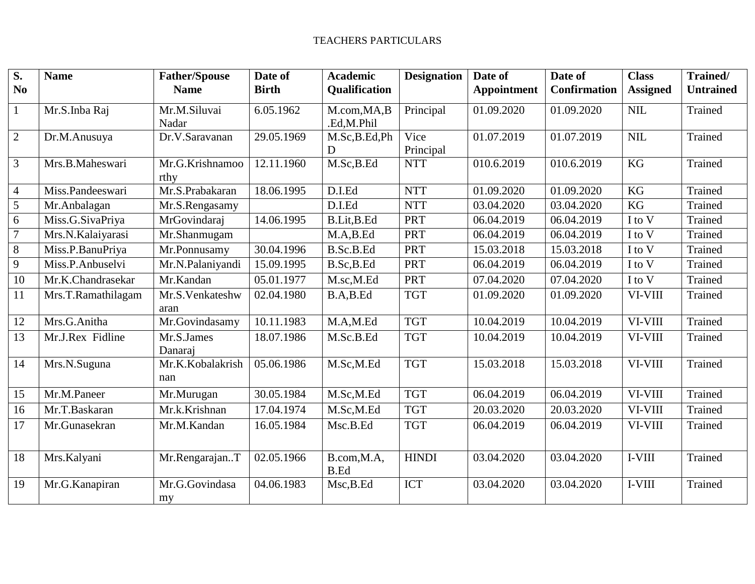TEACHERS PARTICULARS

| S. No | Name | Father/Spouse Name | Date of Birth | Academic Qualification | Designation | Date of Appointment | Date of Confirmation | Class Assigned | Trained/ Untrained |
|---|---|---|---|---|---|---|---|---|---|
| 1 | Mr.S.Inba Raj | Mr.M.Siluvai Nadar | 6.05.1962 | M.com,MA,B.Ed,M.Phil | Principal | 01.09.2020 | 01.09.2020 | NIL | Trained |
| 2 | Dr.M.Anusuya | Dr.V.Saravanan | 29.05.1969 | M.Sc,B.Ed,PhD | Vice Principal | 01.07.2019 | 01.07.2019 | NIL | Trained |
| 3 | Mrs.B.Maheswari | Mr.G.Krishnamoorthy | 12.11.1960 | M.Sc,B.Ed | NTT | 010.6.2019 | 010.6.2019 | KG | Trained |
| 4 | Miss.Pandeeswari | Mr.S.Prabakaran | 18.06.1995 | D.I.Ed | NTT | 01.09.2020 | 01.09.2020 | KG | Trained |
| 5 | Mr.Anbalagan | Mr.S.Rengasamy | | D.I.Ed | NTT | 03.04.2020 | 03.04.2020 | KG | Trained |
| 6 | Miss.G.SivaPriya | MrGovindaraj | 14.06.1995 | B.Lit,B.Ed | PRT | 06.04.2019 | 06.04.2019 | I to V | Trained |
| 7 | Mrs.N.Kalaiyarasi | Mr.Shanmugam | | M.A,B.Ed | PRT | 06.04.2019 | 06.04.2019 | I to V | Trained |
| 8 | Miss.P.BanuPriya | Mr.Ponnusamy | 30.04.1996 | B.Sc.B.Ed | PRT | 15.03.2018 | 15.03.2018 | I to V | Trained |
| 9 | Miss.P.Anbuselvi | Mr.N.Palaniyandi | 15.09.1995 | B.Sc,B.Ed | PRT | 06.04.2019 | 06.04.2019 | I to V | Trained |
| 10 | Mr.K.Chandrasekar | Mr.Kandan | 05.01.1977 | M.sc,M.Ed | PRT | 07.04.2020 | 07.04.2020 | I to V | Trained |
| 11 | Mrs.T.Ramathilagam | Mr.S.Venkateshwaran | 02.04.1980 | B.A,B.Ed | TGT | 01.09.2020 | 01.09.2020 | VI-VIII | Trained |
| 12 | Mrs.G.Anitha | Mr.Govindasamy | 10.11.1983 | M.A,M.Ed | TGT | 10.04.2019 | 10.04.2019 | VI-VIII | Trained |
| 13 | Mr.J.Rex Fidline | Mr.S.James Danaraj | 18.07.1986 | M.Sc.B.Ed | TGT | 10.04.2019 | 10.04.2019 | VI-VIII | Trained |
| 14 | Mrs.N.Suguna | Mr.K.Kobalakrishnan | 05.06.1986 | M.Sc,M.Ed | TGT | 15.03.2018 | 15.03.2018 | VI-VIII | Trained |
| 15 | Mr.M.Paneer | Mr.Murugan | 30.05.1984 | M.Sc,M.Ed | TGT | 06.04.2019 | 06.04.2019 | VI-VIII | Trained |
| 16 | Mr.T.Baskaran | Mr.k.Krishnan | 17.04.1974 | M.Sc,M.Ed | TGT | 20.03.2020 | 20.03.2020 | VI-VIII | Trained |
| 17 | Mr.Gunasekran | Mr.M.Kandan | 16.05.1984 | Msc.B.Ed | TGT | 06.04.2019 | 06.04.2019 | VI-VIII | Trained |
| 18 | Mrs.Kalyani | Mr.Rengarajan..T | 02.05.1966 | B.com,M.A, B.Ed | HINDI | 03.04.2020 | 03.04.2020 | I-VIII | Trained |
| 19 | Mr.G.Kanapiran | Mr.G.Govindasamy | 04.06.1983 | Msc,B.Ed | ICT | 03.04.2020 | 03.04.2020 | I-VIII | Trained |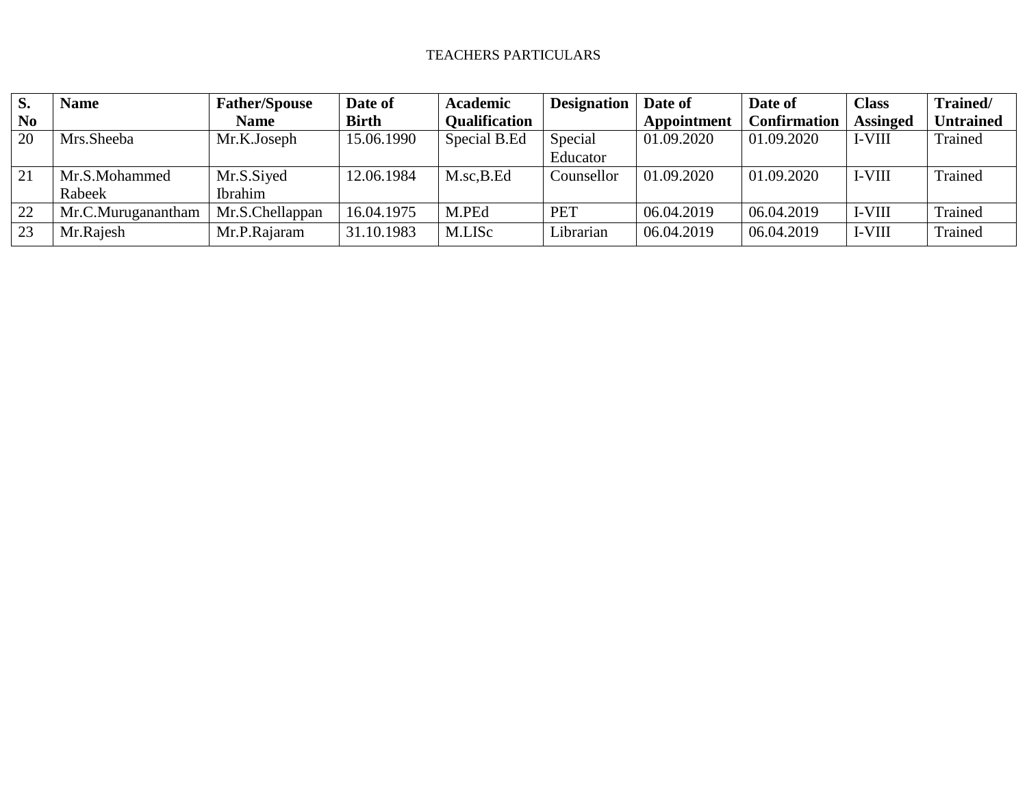TEACHERS PARTICULARS

| S. No | Name | Father/Spouse Name | Date of Birth | Academic Qualification | Designation | Date of Appointment | Date of Confirmation | Class Assinged | Trained/ Untrained |
|---|---|---|---|---|---|---|---|---|---|
| 20 | Mrs.Sheeba | Mr.K.Joseph | 15.06.1990 | Special B.Ed | Special Educator | 01.09.2020 | 01.09.2020 | I-VIII | Trained |
| 21 | Mr.S.Mohammed Rabeek | Mr.S.Siyed Ibrahim | 12.06.1984 | M.sc,B.Ed | Counsellor | 01.09.2020 | 01.09.2020 | I-VIII | Trained |
| 22 | Mr.C.Muruganantham | Mr.S.Chellappan | 16.04.1975 | M.PEd | PET | 06.04.2019 | 06.04.2019 | I-VIII | Trained |
| 23 | Mr.Rajesh | Mr.P.Rajaram | 31.10.1983 | M.LISc | Librarian | 06.04.2019 | 06.04.2019 | I-VIII | Trained |